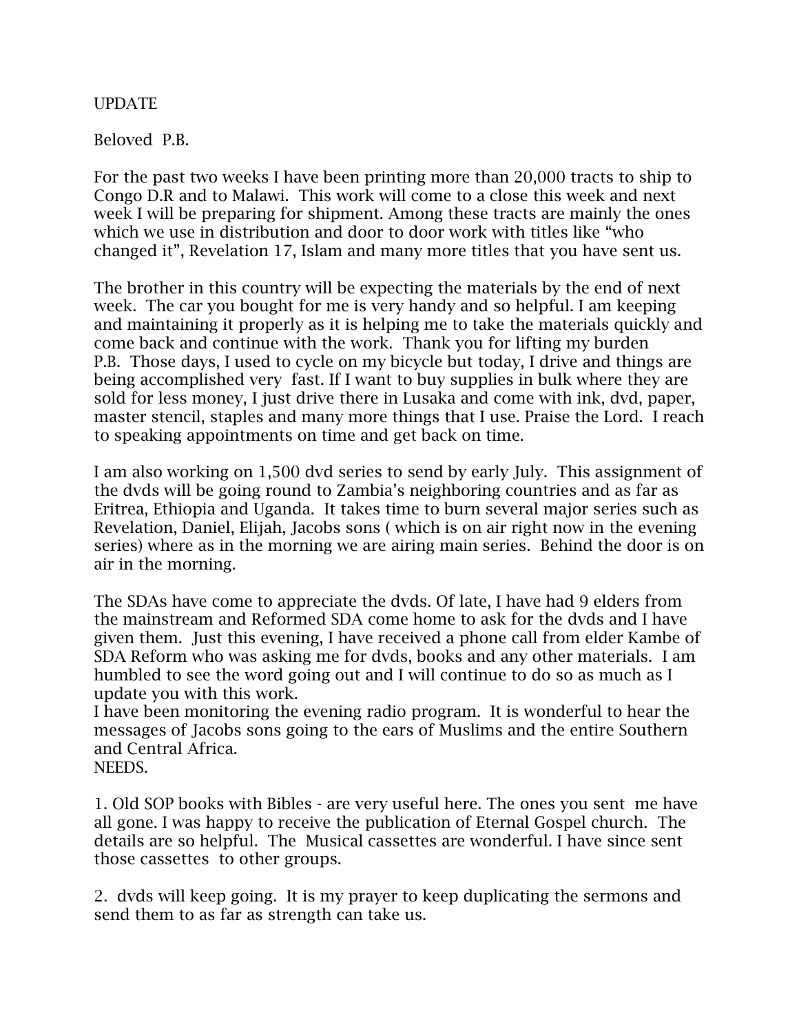UPDATE

Beloved P.B.

For the past two weeks I have been printing more than 20,000 tracts to ship to Congo D.R and to Malawi. This work will come to a close this week and next week I will be preparing for shipment. Among these tracts are mainly the ones which we use in distribution and door to door work with titles like "who changed it", Revelation 17, Islam and many more titles that you have sent us.

The brother in this country will be expecting the materials by the end of next week. The car you bought for me is very handy and so helpful. I am keeping and maintaining it properly as it is helping me to take the materials quickly and come back and continue with the work. Thank you for lifting my burden P.B. Those days, I used to cycle on my bicycle but today, I drive and things are being accomplished very fast. If I want to buy supplies in bulk where they are sold for less money, I just drive there in Lusaka and come with ink, dvd, paper, master stencil, staples and many more things that I use. Praise the Lord. I reach to speaking appointments on time and get back on time.

I am also working on 1,500 dvd series to send by early July. This assignment of the dvds will be going round to Zambia's neighboring countries and as far as Eritrea, Ethiopia and Uganda. It takes time to burn several major series such as Revelation, Daniel, Elijah, Jacobs sons ( which is on air right now in the evening series) where as in the morning we are airing main series. Behind the door is on air in the morning.

The SDAs have come to appreciate the dvds. Of late, I have had 9 elders from the mainstream and Reformed SDA come home to ask for the dvds and I have given them. Just this evening, I have received a phone call from elder Kambe of SDA Reform who was asking me for dvds, books and any other materials. I am humbled to see the word going out and I will continue to do so as much as I update you with this work.
I have been monitoring the evening radio program. It is wonderful to hear the messages of Jacobs sons going to the ears of Muslims and the entire Southern and Central Africa.
NEEDS.

1. Old SOP books with Bibles - are very useful here. The ones you sent me have all gone. I was happy to receive the publication of Eternal Gospel church. The details are so helpful. The Musical cassettes are wonderful. I have since sent those cassettes to other groups.

2. dvds will keep going. It is my prayer to keep duplicating the sermons and send them to as far as strength can take us.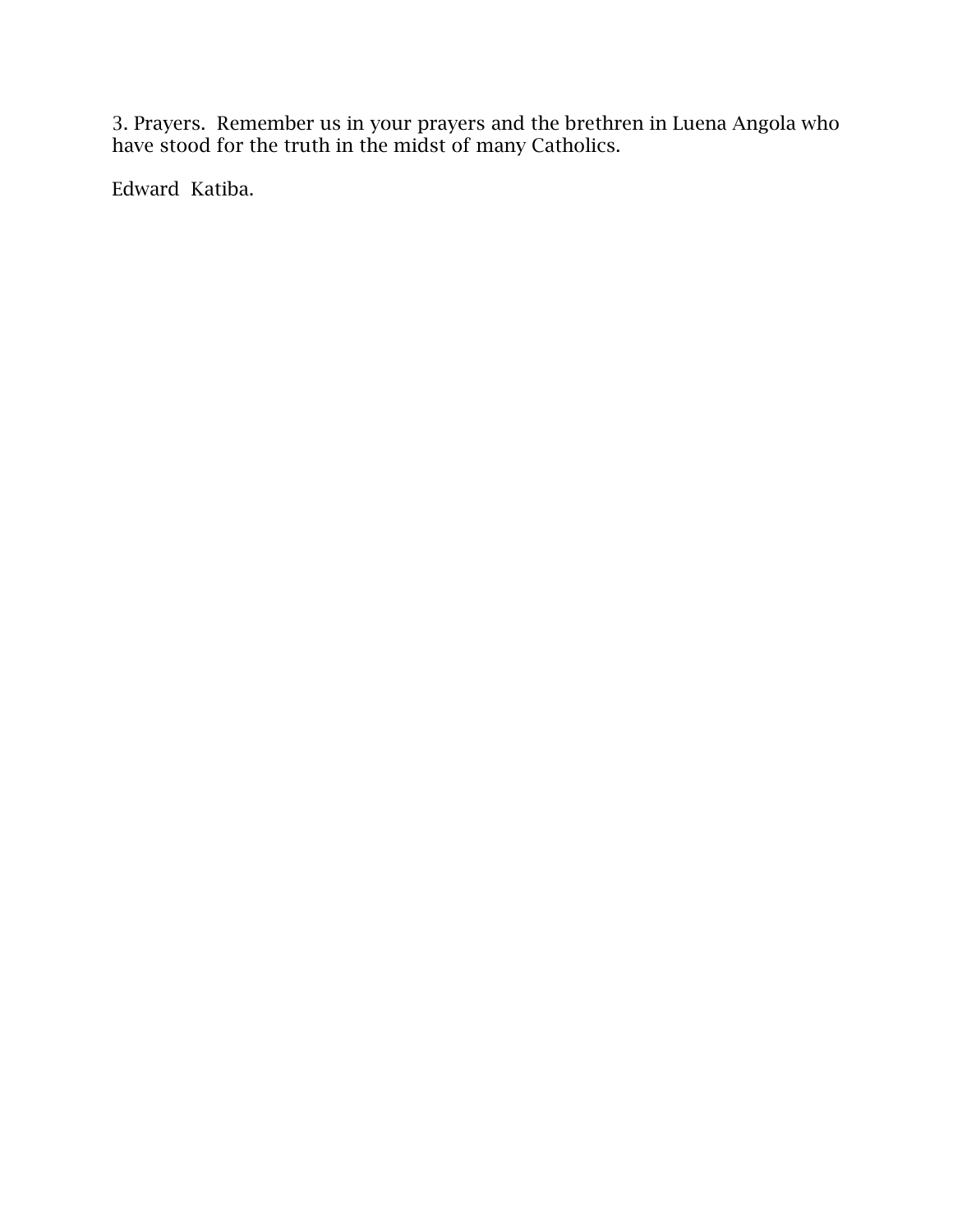3. Prayers. Remember us in your prayers and the brethren in Luena Angola who have stood for the truth in the midst of many Catholics.

Edward Katiba.